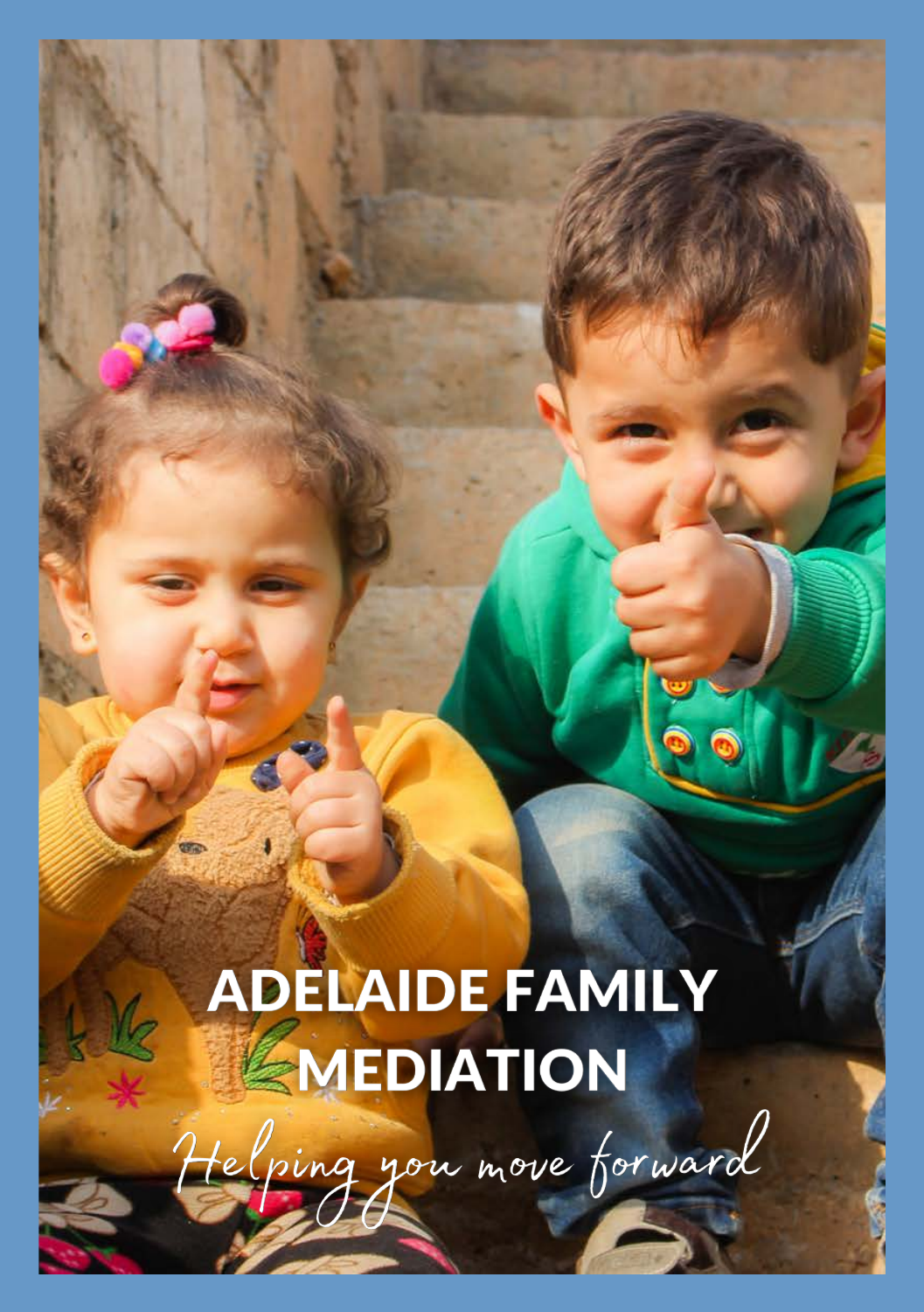# ADELAIDE FAMILY MEDIATION

*Helping you move forward*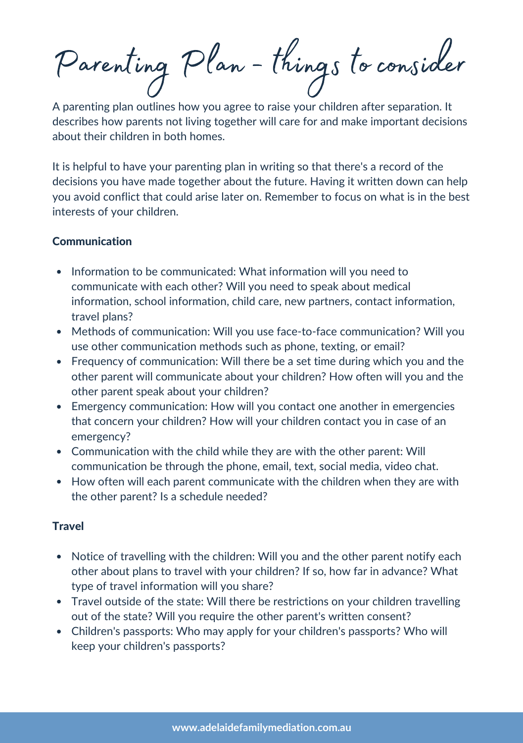# Parenting Plan - things to consider

A parenting plan outlines how you agree to raise your children after separation. It describes how parents not living together will care for and make important decisions about their children in both homes.

It is helpful to have your parenting plan in writing so that there's a record of the decisions you have made together about the future. Having it written down can help you avoid conflict that could arise later on. Remember to focus on what is in the best interests of your children.

**Communication**

- Information to be communicated: What information will you need to communicate with each other? Will you need to speak about medical information, school information, child care, new partners, contact information, travel plans?
- Methods of communication: Will you use face-to-face communication? Will you use other communication methods such as phone, texting, or email?
- Frequency of communication: Will there be a set time during which you and the other parent will communicate about your children? How often will you and the other parent speak about your children?
- Emergency communication: How will you contact one another in emergencies that concern your children? How will your children contact you in case of an emergency?
- Communication with the child while they are with the other parent: Will communication be through the phone, email, text, social media, video chat.
- How often will each parent communicate with the children when they are with the other parent? Is a schedule needed?

**Travel**

- Notice of travelling with the children: Will you and the other parent notify each other about plans to travel with your children? If so, how far in advance? What type of travel information will you share?
- Travel outside of the state: Will there be restrictions on your children travelling out of the state? Will you require the other parent's written consent?
- Children's passports: Who may apply for your children's passports? Who will keep your children's passports?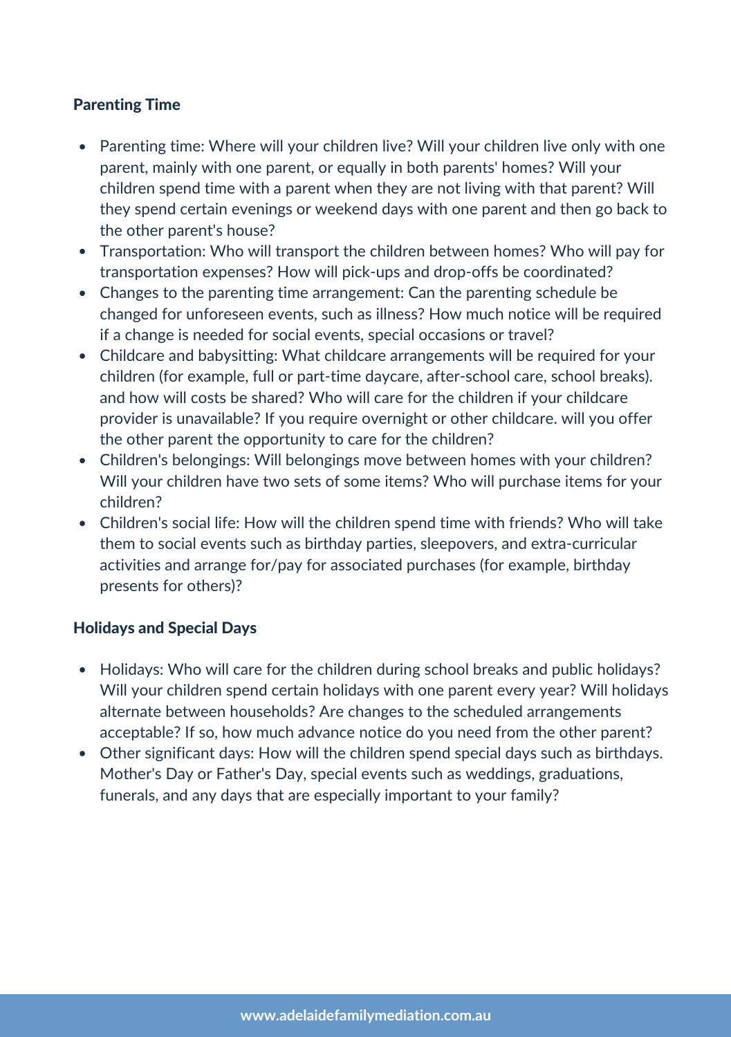### Parenting Time

- Parenting time: Where will your children live? Will your children live only with one parent, mainly with one parent, or equally in both parents' homes? Will your children spend time with a parent when they are not living with that parent? Will they spend certain evenings or weekend days with one parent and then go back to the other parent's house?
- Transportation: Who will transport the children between homes? Who will pay for transportation expenses? How will pick-ups and drop-offs be coordinated?
- Changes to the parenting time arrangement: Can the parenting schedule be changed for unforeseen events, such as illness? How much notice will be required if a change is needed for social events, special occasions or travel?
- Childcare and babysitting: What childcare arrangements will be required for your children (for example, full or part-time daycare, after-school care, school breaks). and how will costs be shared? Who will care for the children if your childcare provider is unavailable? If you require overnight or other childcare. will you offer the other parent the opportunity to care for the children?
- Children's belongings: Will belongings move between homes with your children? Will your children have two sets of some items? Who will purchase items for your children?
- Children's social life: How will the children spend time with friends? Who will take them to social events such as birthday parties, sleepovers, and extra-curricular activities and arrange for/pay for associated purchases (for example, birthday presents for others)?

### Holidays and Special Days

- Holidays: Who will care for the children during school breaks and public holidays? Will your children spend certain holidays with one parent every year? Will holidays alternate between households? Are changes to the scheduled arrangements acceptable? If so, how much advance notice do you need from the other parent?
- Other significant days: How will the children spend special days such as birthdays. Mother's Day or Father's Day, special events such as weddings, graduations, funerals, and any days that are especially important to your family?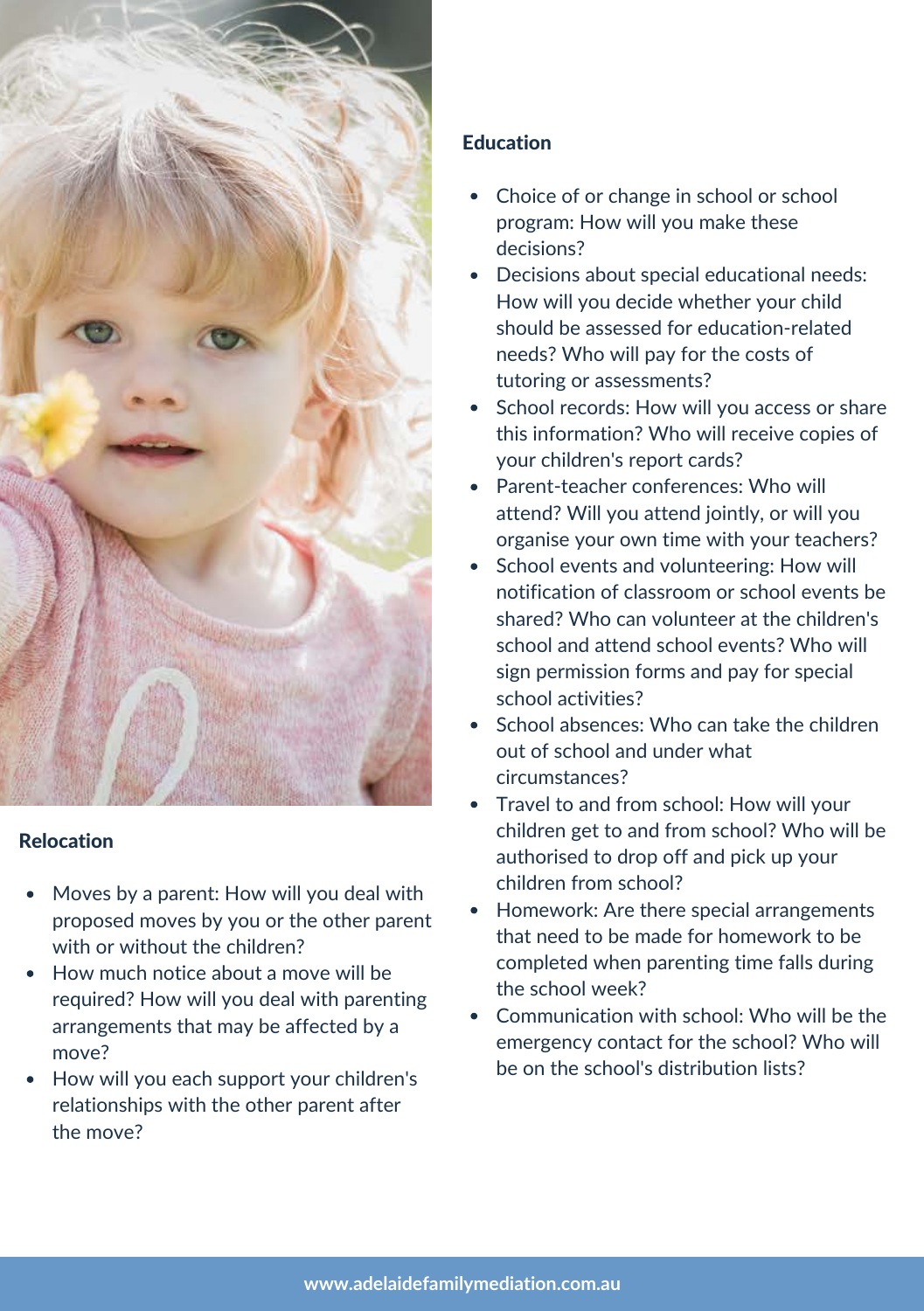## Relocation

- Moves by a parent: How will you deal with proposed moves by you or the other parent with or without the children?
- How much notice about a move will be required? How will you deal with parenting arrangements that may be affected by a move?
- How will you each support your children's relationships with the other parent after the move?

## Education

- Choice of or change in school or school program: How will you make these decisions?
- Decisions about special educational needs: How will you decide whether your child should be assessed for education-related needs? Who will pay for the costs of tutoring or assessments?
- School records: How will you access or share this information? Who will receive copies of your children's report cards?
- Parent-teacher conferences: Who will attend? Will you attend jointly, or will you organise your own time with your teachers?
- School events and volunteering: How will notification of classroom or school events be shared? Who can volunteer at the children's school and attend school events? Who will sign permission forms and pay for special school activities?
- School absences: Who can take the children out of school and under what circumstances?
- Travel to and from school: How will your children get to and from school? Who will be authorised to drop off and pick up your children from school?
- Homework: Are there special arrangements that need to be made for homework to be completed when parenting time falls during the school week?
- Communication with school: Who will be the emergency contact for the school? Who will be on the school's distribution lists?